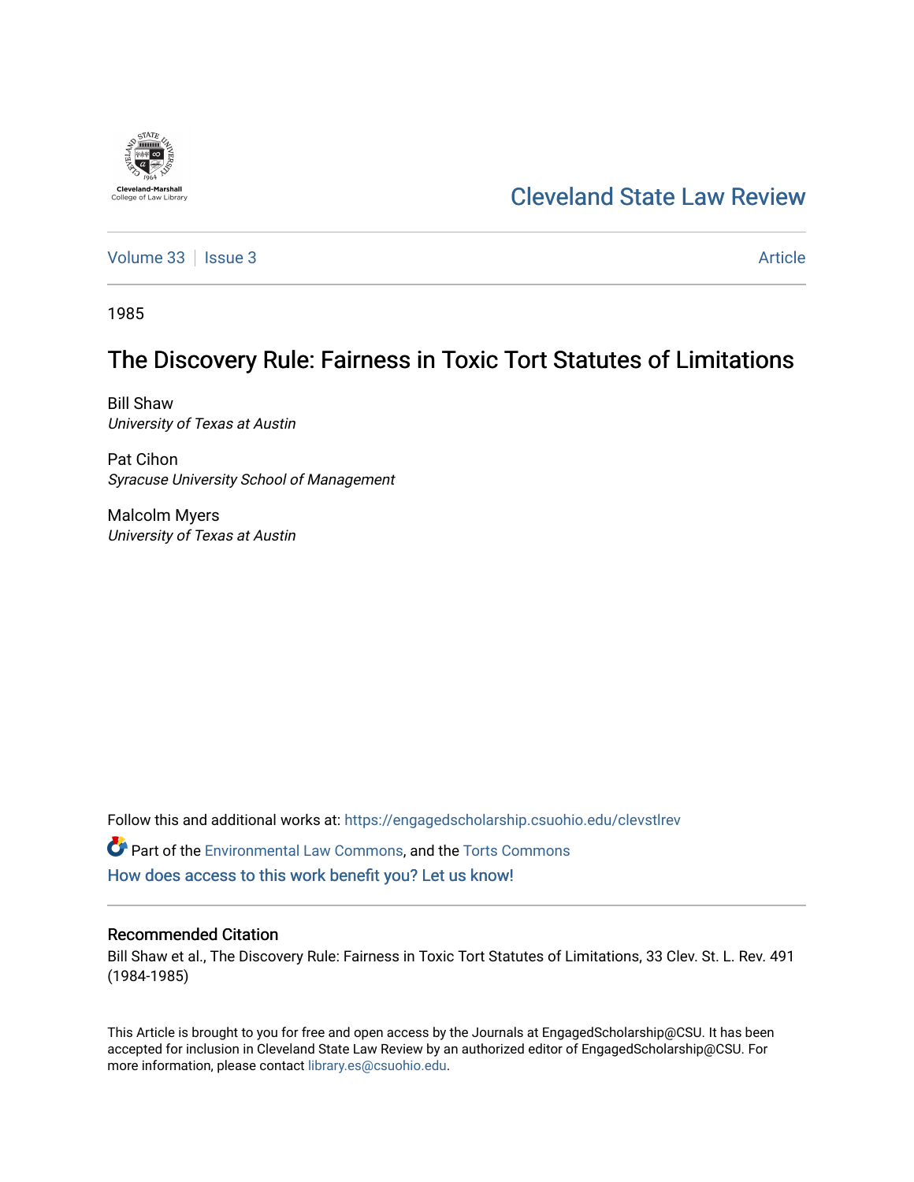Cleveland State Law Review

Volume 33 | Issue 3 | Article

1985

# The Discovery Rule: Fairness in Toxic Tort Statutes of Limitations

Bill Shaw
*University of Texas at Austin*

Pat Cihon
*Syracuse University School of Management*

Malcolm Myers
*University of Texas at Austin*

Follow this and additional works at: https://engagedscholarship.csuohio.edu/clevstlrev

Part of the Environmental Law Commons, and the Torts Commons

How does access to this work benefit you? Let us know!

## Recommended Citation

Bill Shaw et al., The Discovery Rule: Fairness in Toxic Tort Statutes of Limitations, 33 Clev. St. L. Rev. 491 (1984-1985)

This Article is brought to you for free and open access by the Journals at EngagedScholarship@CSU. It has been accepted for inclusion in Cleveland State Law Review by an authorized editor of EngagedScholarship@CSU. For more information, please contact library.es@csuohio.edu.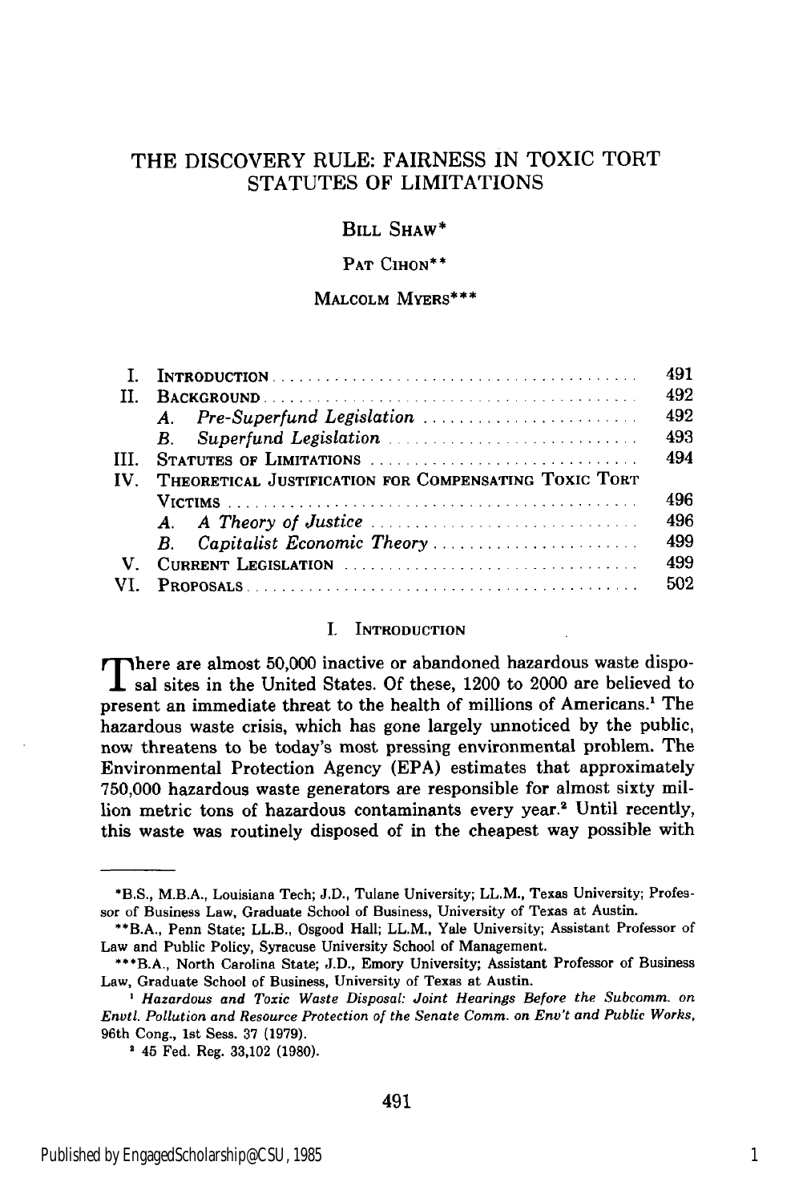# THE DISCOVERY RULE: FAIRNESS IN TOXIC TORT STATUTES OF LIMITATIONS

BILL SHAW*

PAT CIHON**

MALCOLM MYERS***

| | | |
|---|---|---|
| I. | INTRODUCTION | 491 |
| II. | BACKGROUND | 492 |
| | *A. Pre-Superfund Legislation* | 492 |
| | *B. Superfund Legislation* | 493 |
| III. | STATUTES OF LIMITATIONS | 494 |
| IV. | THEORETICAL JUSTIFICATION FOR COMPENSATING TOXIC TORT VICTIMS | 496 |
| | *A. A Theory of Justice* | 496 |
| | *B. Capitalist Economic Theory* | 499 |
| V. | CURRENT LEGISLATION | 499 |
| VI. | PROPOSALS | 502 |

## I. INTRODUCTION

There are almost 50,000 inactive or abandoned hazardous waste disposal sites in the United States. Of these, 1200 to 2000 are believed to present an immediate threat to the health of millions of Americans.[1] The hazardous waste crisis, which has gone largely unnoticed by the public, now threatens to be today's most pressing environmental problem. The Environmental Protection Agency (EPA) estimates that approximately 750,000 hazardous waste generators are responsible for almost sixty million metric tons of hazardous contaminants every year.[2] Until recently, this waste was routinely disposed of in the cheapest way possible with

---

*B.S., M.B.A., Louisiana Tech; J.D., Tulane University; LL.M., Texas University; Professor of Business Law, Graduate School of Business, University of Texas at Austin.

**B.A., Penn State; LL.B., Osgood Hall; LL.M., Yale University; Assistant Professor of Law and Public Policy, Syracuse University School of Management.

***B.A., North Carolina State; J.D., Emory University; Assistant Professor of Business Law, Graduate School of Business, University of Texas at Austin.

[1] *Hazardous and Toxic Waste Disposal: Joint Hearings Before the Subcomm. on Envtl. Pollution and Resource Protection of the Senate Comm. on Env't and Public Works*, 96th Cong., 1st Sess. 37 (1979).

[2] 45 Fed. Reg. 33,102 (1980).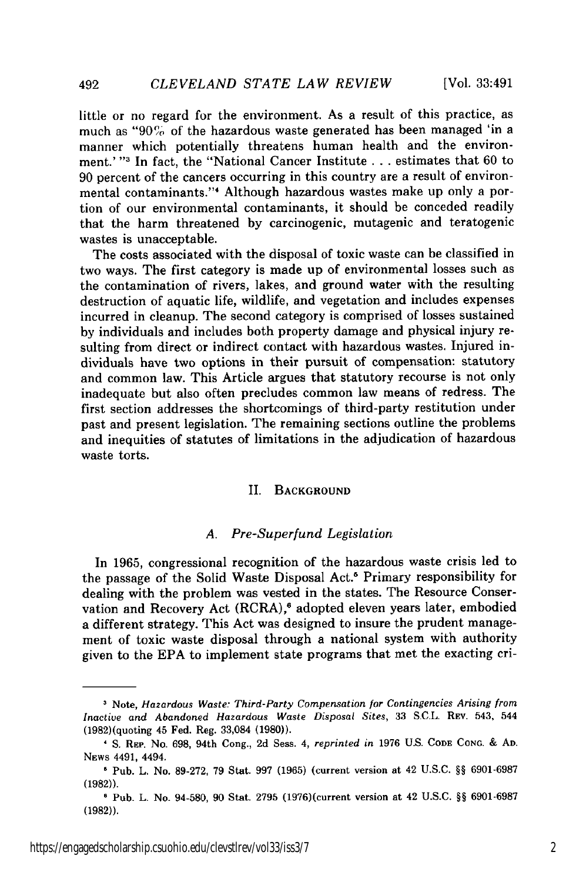little or no regard for the environment. As a result of this practice, as much as "90% of the hazardous waste generated has been managed 'in a manner which potentially threatens human health and the environment.'"[3] In fact, the "National Cancer Institute . . . estimates that 60 to 90 percent of the cancers occurring in this country are a result of environmental contaminants."[4] Although hazardous wastes make up only a portion of our environmental contaminants, it should be conceded readily that the harm threatened by carcinogenic, mutagenic and teratogenic wastes is unacceptable.

The costs associated with the disposal of toxic waste can be classified in two ways. The first category is made up of environmental losses such as the contamination of rivers, lakes, and ground water with the resulting destruction of aquatic life, wildlife, and vegetation and includes expenses incurred in cleanup. The second category is comprised of losses sustained by individuals and includes both property damage and physical injury resulting from direct or indirect contact with hazardous wastes. Injured individuals have two options in their pursuit of compensation: statutory and common law. This Article argues that statutory recourse is not only inadequate but also often precludes common law means of redress. The first section addresses the shortcomings of third-party restitution under past and present legislation. The remaining sections outline the problems and inequities of statutes of limitations in the adjudication of hazardous waste torts.

## II. Background

### A. *Pre-Superfund Legislation*

In 1965, congressional recognition of the hazardous waste crisis led to the passage of the Solid Waste Disposal Act.[5] Primary responsibility for dealing with the problem was vested in the states. The Resource Conservation and Recovery Act (RCRA),[6] adopted eleven years later, embodied a different strategy. This Act was designed to insure the prudent management of toxic waste disposal through a national system with authority given to the EPA to implement state programs that met the exacting cri-

---

[3] Note, *Hazardous Waste: Third-Party Compensation for Contingencies Arising from Inactive and Abandoned Hazardous Waste Disposal Sites*, 33 S.C.L. Rev. 543, 544 (1982)(quoting 45 Fed. Reg. 33,084 (1980)).

[4] S. Rep. No. 698, 94th Cong., 2d Sess. 4, *reprinted in* 1976 U.S. Code Cong. & Ad. News 4491, 4494.

[5] Pub. L. No. 89-272, 79 Stat. 997 (1965) (current version at 42 U.S.C. §§ 6901-6987 (1982)).

[6] Pub. L. No. 94-580, 90 Stat. 2795 (1976)(current version at 42 U.S.C. §§ 6901-6987 (1982)).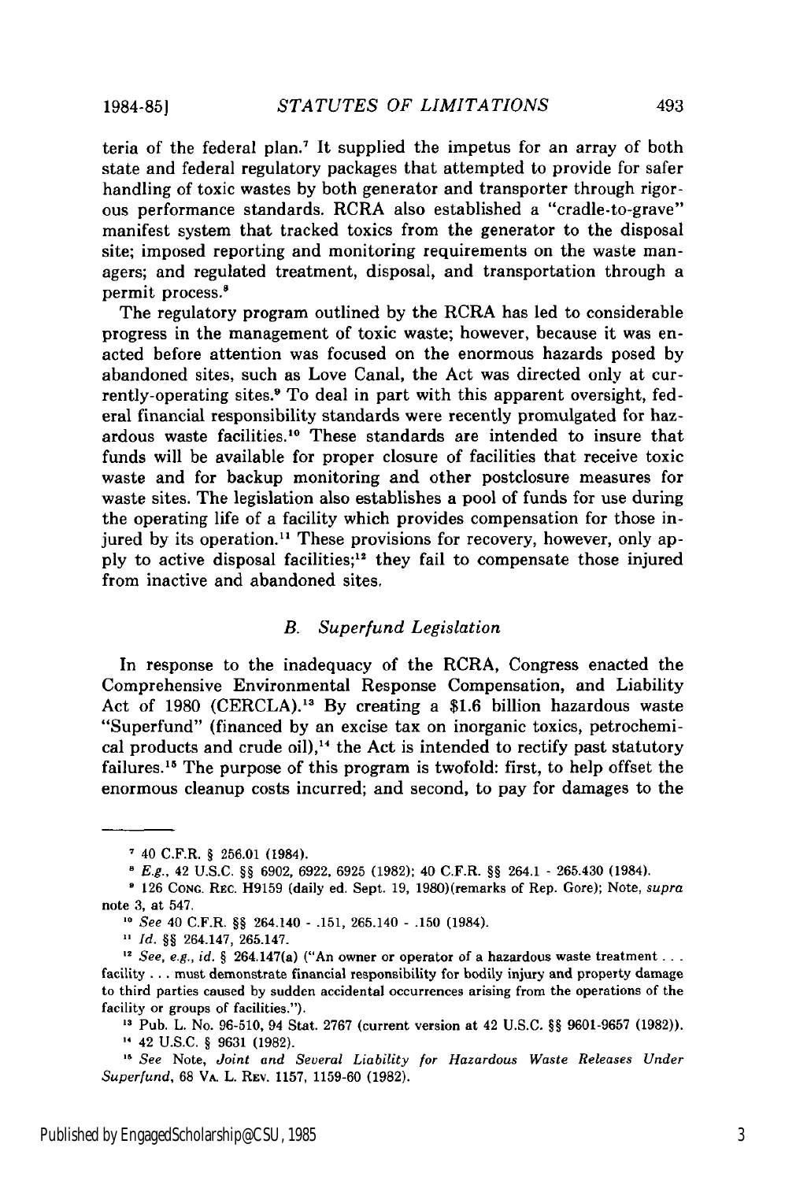teria of the federal plan.[7] It supplied the impetus for an array of both state and federal regulatory packages that attempted to provide for safer handling of toxic wastes by both generator and transporter through rigorous performance standards. RCRA also established a "cradle-to-grave" manifest system that tracked toxics from the generator to the disposal site; imposed reporting and monitoring requirements on the waste managers; and regulated treatment, disposal, and transportation through a permit process.[8]

The regulatory program outlined by the RCRA has led to considerable progress in the management of toxic waste; however, because it was enacted before attention was focused on the enormous hazards posed by abandoned sites, such as Love Canal, the Act was directed only at currently-operating sites.[9] To deal in part with this apparent oversight, federal financial responsibility standards were recently promulgated for hazardous waste facilities.[10] These standards are intended to insure that funds will be available for proper closure of facilities that receive toxic waste and for backup monitoring and other postclosure measures for waste sites. The legislation also establishes a pool of funds for use during the operating life of a facility which provides compensation for those injured by its operation.[11] These provisions for recovery, however, only apply to active disposal facilities;[12] they fail to compensate those injured from inactive and abandoned sites.

### *B. Superfund Legislation*

In response to the inadequacy of the RCRA, Congress enacted the Comprehensive Environmental Response Compensation, and Liability Act of 1980 (CERCLA).[13] By creating a $1.6 billion hazardous waste "Superfund" (financed by an excise tax on inorganic toxics, petrochemical products and crude oil),[14] the Act is intended to rectify past statutory failures.[15] The purpose of this program is twofold: first, to help offset the enormous cleanup costs incurred; and second, to pay for damages to the

---

[7] 40 C.F.R. § 256.01 (1984).

[8] *E.g.*, 42 U.S.C. §§ 6902, 6922, 6925 (1982); 40 C.F.R. §§ 264.1 - 265.430 (1984).

[9] 126 CONG. REC. H9159 (daily ed. Sept. 19, 1980)(remarks of Rep. Gore); Note, *supra* note 3, at 547.

[10] *See* 40 C.F.R. §§ 264.140 - .151, 265.140 - .150 (1984).

[11] *Id.* §§ 264.147, 265.147.

[12] *See, e.g., id.* § 264.147(a) ("An owner or operator of a hazardous waste treatment . . . facility . . . must demonstrate financial responsibility for bodily injury and property damage to third parties caused by sudden accidental occurrences arising from the operations of the facility or groups of facilities.").

[13] Pub. L. No. 96-510, 94 Stat. 2767 (current version at 42 U.S.C. §§ 9601-9657 (1982)).

[14] 42 U.S.C. § 9631 (1982).

[15] *See* Note, *Joint and Several Liability for Hazardous Waste Releases Under Superfund*, 68 VA. L. REV. 1157, 1159-60 (1982).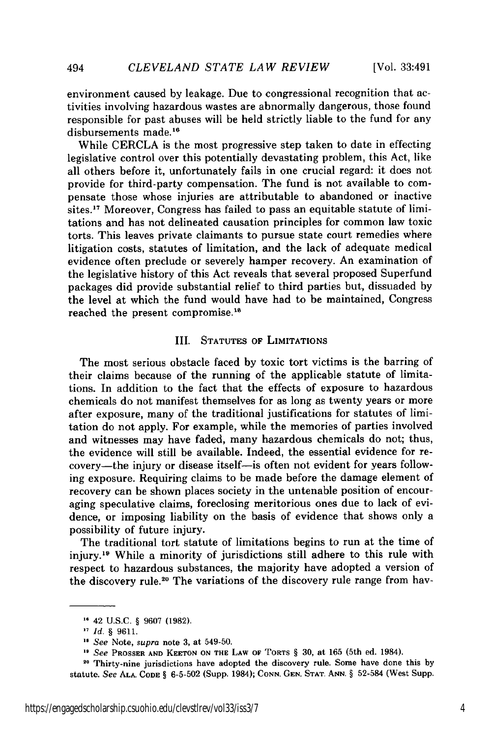environment caused by leakage. Due to congressional recognition that activities involving hazardous wastes are abnormally dangerous, those found responsible for past abuses will be held strictly liable to the fund for any disbursements made.[16]

While CERCLA is the most progressive step taken to date in effecting legislative control over this potentially devastating problem, this Act, like all others before it, unfortunately fails in one crucial regard: it does not provide for third-party compensation. The fund is not available to compensate those whose injuries are attributable to abandoned or inactive sites.[17] Moreover, Congress has failed to pass an equitable statute of limitations and has not delineated causation principles for common law toxic torts. This leaves private claimants to pursue state court remedies where litigation costs, statutes of limitation, and the lack of adequate medical evidence often preclude or severely hamper recovery. An examination of the legislative history of this Act reveals that several proposed Superfund packages did provide substantial relief to third parties but, dissuaded by the level at which the fund would have had to be maintained, Congress reached the present compromise.[18]

## III. STATUTES OF LIMITATIONS

The most serious obstacle faced by toxic tort victims is the barring of their claims because of the running of the applicable statute of limitations. In addition to the fact that the effects of exposure to hazardous chemicals do not manifest themselves for as long as twenty years or more after exposure, many of the traditional justifications for statutes of limitation do not apply. For example, while the memories of parties involved and witnesses may have faded, many hazardous chemicals do not; thus, the evidence will still be available. Indeed, the essential evidence for recovery—the injury or disease itself—is often not evident for years following exposure. Requiring claims to be made before the damage element of recovery can be shown places society in the untenable position of encouraging speculative claims, foreclosing meritorious ones due to lack of evidence, or imposing liability on the basis of evidence that shows only a possibility of future injury.

The traditional tort statute of limitations begins to run at the time of injury.[19] While a minority of jurisdictions still adhere to this rule with respect to hazardous substances, the majority have adopted a version of the discovery rule.[20] The variations of the discovery rule range from hav-

---

[16] 42 U.S.C. § 9607 (1982).

[17] *Id.* § 9611.

[18] *See* Note, *supra* note 3, at 549-50.

[19] *See* PROSSER AND KEETON ON THE LAW OF TORTS § 30, at 165 (5th ed. 1984).

[20] Thirty-nine jurisdictions have adopted the discovery rule. Some have done this by statute. *See* ALA. CODE § 6-5-502 (Supp. 1984); CONN. GEN. STAT. ANN. § 52-584 (West Supp.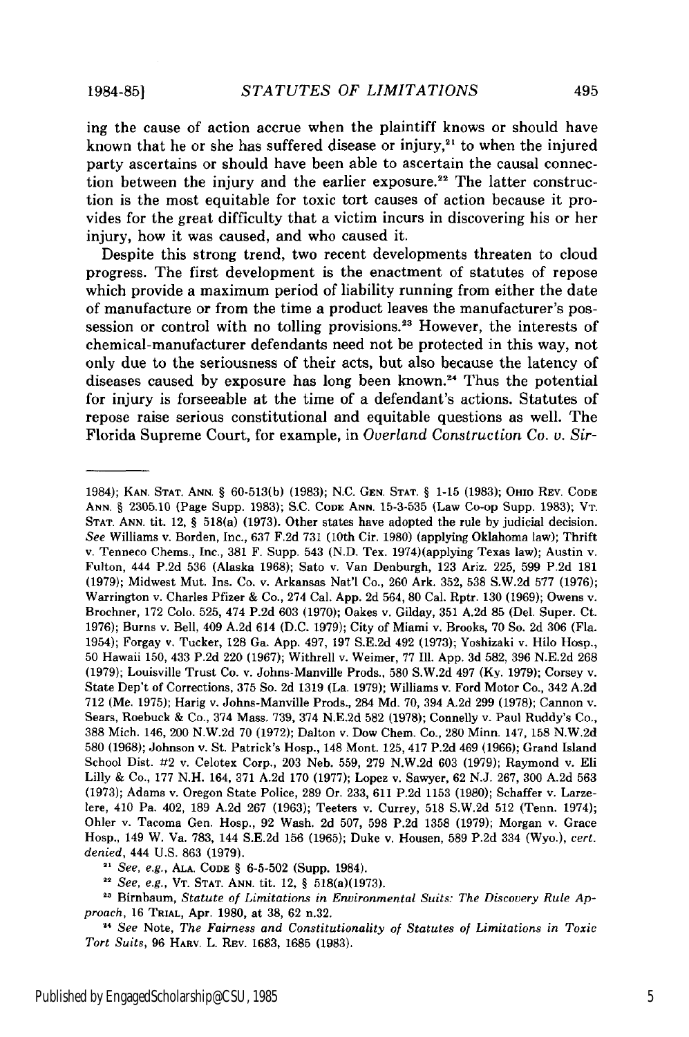ing the cause of action accrue when the plaintiff knows or should have known that he or she has suffered disease or injury,[21] to when the injured party ascertains or should have been able to ascertain the causal connection between the injury and the earlier exposure.[22] The latter construction is the most equitable for toxic tort causes of action because it provides for the great difficulty that a victim incurs in discovering his or her injury, how it was caused, and who caused it.

Despite this strong trend, two recent developments threaten to cloud progress. The first development is the enactment of statutes of repose which provide a maximum period of liability running from either the date of manufacture or from the time a product leaves the manufacturer's possession or control with no tolling provisions.[23] However, the interests of chemical-manufacturer defendants need not be protected in this way, not only due to the seriousness of their acts, but also because the latency of diseases caused by exposure has long been known.[24] Thus the potential for injury is forseeable at the time of a defendant's actions. Statutes of repose raise serious constitutional and equitable questions as well. The Florida Supreme Court, for example, in *Overland Construction Co. v. Sir-*

---

1984); KAN. STAT. ANN. § 60-513(b) (1983); N.C. GEN. STAT. § 1-15 (1983); OHIO REV. CODE ANN. § 2305.10 (Page Supp. 1983); S.C. CODE ANN. 15-3-535 (Law Co-op Supp. 1983); VT. STAT. ANN. tit. 12, § 518(a) (1973). Other states have adopted the rule by judicial decision. *See* Williams v. Borden, Inc., 637 F.2d 731 (10th Cir. 1980) (applying Oklahoma law); Thrift v. Tenneco Chems., Inc., 381 F. Supp. 543 (N.D. Tex. 1974)(applying Texas law); Austin v. Fulton, 444 P.2d 536 (Alaska 1968); Sato v. Van Denburgh, 123 Ariz. 225, 599 P.2d 181 (1979); Midwest Mut. Ins. Co. v. Arkansas Nat'l Co., 260 Ark. 352, 538 S.W.2d 577 (1976); Warrington v. Charles Pfizer & Co., 274 Cal. App. 2d 564, 80 Cal. Rptr. 130 (1969); Owens v. Brochner, 172 Colo. 525, 474 P.2d 603 (1970); Oakes v. Gilday, 351 A.2d 85 (Del. Super. Ct. 1976); Burns v. Bell, 409 A.2d 614 (D.C. 1979); City of Miami v. Brooks, 70 So. 2d 306 (Fla. 1954); Forgay v. Tucker, 128 Ga. App. 497, 197 S.E.2d 492 (1973); Yoshizaki v. Hilo Hosp., 50 Hawaii 150, 433 P.2d 220 (1967); Withrell v. Weimer, 77 Ill. App. 3d 582, 396 N.E.2d 268 (1979); Louisville Trust Co. v. Johns-Manville Prods., 580 S.W.2d 497 (Ky. 1979); Corsey v. State Dep't of Corrections, 375 So. 2d 1319 (La. 1979); Williams v. Ford Motor Co., 342 A.2d 712 (Me. 1975); Harig v. Johns-Manville Prods., 284 Md. 70, 394 A.2d 299 (1978); Cannon v. Sears, Roebuck & Co., 374 Mass. 739, 374 N.E.2d 582 (1978); Connelly v. Paul Ruddy's Co., 388 Mich. 146, 200 N.W.2d 70 (1972); Dalton v. Dow Chem. Co., 280 Minn. 147, 158 N.W.2d 580 (1968); Johnson v. St. Patrick's Hosp., 148 Mont. 125, 417 P.2d 469 (1966); Grand Island School Dist. #2 v. Celotex Corp., 203 Neb. 559, 279 N.W.2d 603 (1979); Raymond v. Eli Lilly & Co., 177 N.H. 164, 371 A.2d 170 (1977); Lopez v. Sawyer, 62 N.J. 267, 300 A.2d 563 (1973); Adams v. Oregon State Police, 289 Or. 233, 611 P.2d 1153 (1980); Schaffer v. Larzelere, 410 Pa. 402, 189 A.2d 267 (1963); Teeters v. Currey, 518 S.W.2d 512 (Tenn. 1974); Ohler v. Tacoma Gen. Hosp., 92 Wash. 2d 507, 598 P.2d 1358 (1979); Morgan v. Grace Hosp., 149 W. Va. 783, 144 S.E.2d 156 (1965); Duke v. Housen, 589 P.2d 334 (Wyo.), *cert. denied*, 444 U.S. 863 (1979).

[21] *See, e.g.*, ALA. CODE § 6-5-502 (Supp. 1984).

[22] *See, e.g.*, VT. STAT. ANN. tit. 12, § 518(a)(1973).

[23] Birnbaum, *Statute of Limitations in Environmental Suits: The Discovery Rule Approach*, 16 TRIAL, Apr. 1980, at 38, 62 n.32.

[24] *See* Note, *The Fairness and Constitutionality of Statutes of Limitations in Toxic Tort Suits*, 96 HARV. L. REV. 1683, 1685 (1983).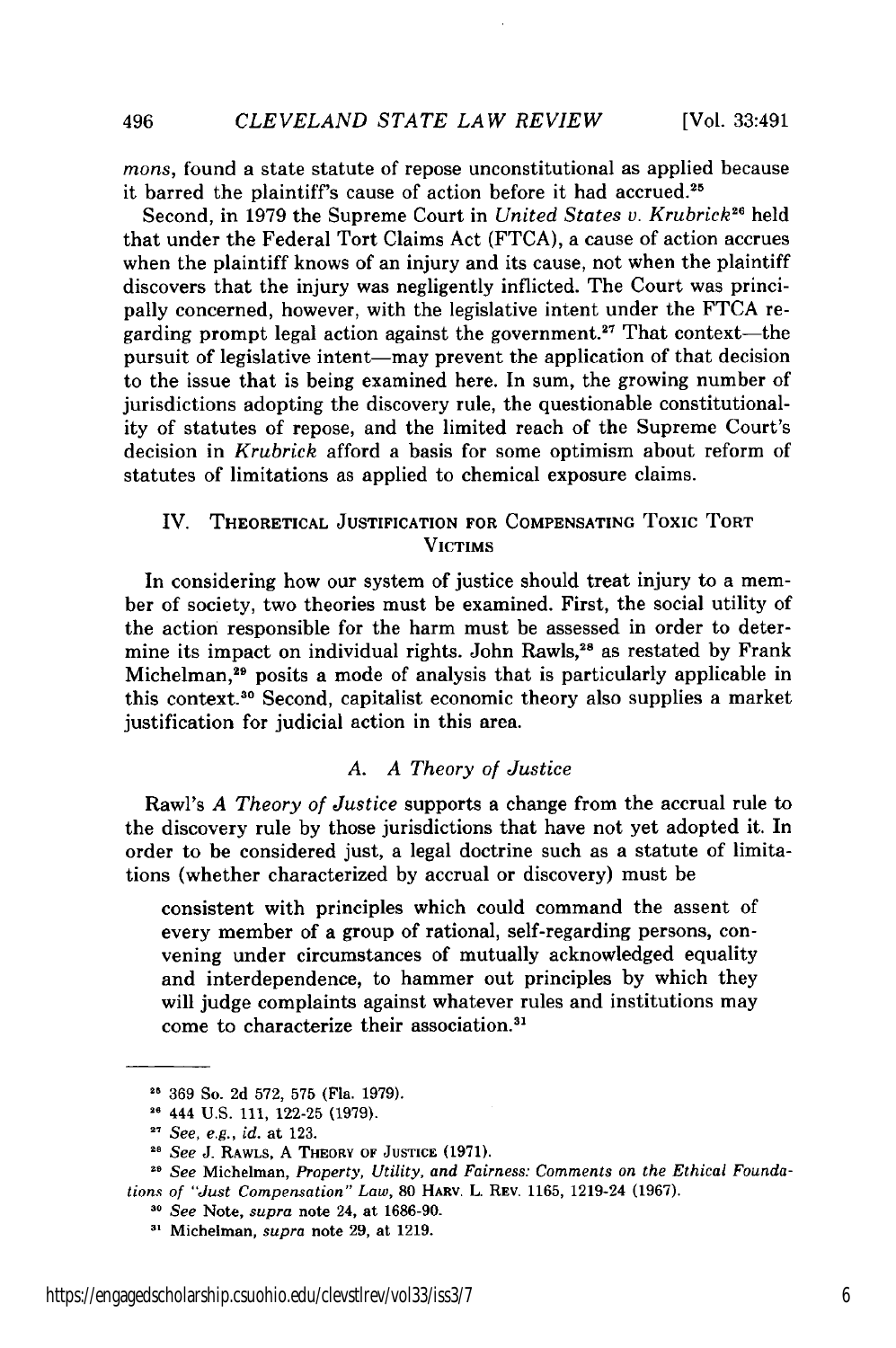*mons*, found a state statute of repose unconstitutional as applied because it barred the plaintiff's cause of action before it had accrued.[25]

Second, in 1979 the Supreme Court in *United States v. Krubrick*[26] held that under the Federal Tort Claims Act (FTCA), a cause of action accrues when the plaintiff knows of an injury and its cause, not when the plaintiff discovers that the injury was negligently inflicted. The Court was principally concerned, however, with the legislative intent under the FTCA regarding prompt legal action against the government.[27] That context—the pursuit of legislative intent—may prevent the application of that decision to the issue that is being examined here. In sum, the growing number of jurisdictions adopting the discovery rule, the questionable constitutionality of statutes of repose, and the limited reach of the Supreme Court's decision in *Krubrick* afford a basis for some optimism about reform of statutes of limitations as applied to chemical exposure claims.

## IV. Theoretical Justification for Compensating Toxic Tort Victims

In considering how our system of justice should treat injury to a member of society, two theories must be examined. First, the social utility of the action responsible for the harm must be assessed in order to determine its impact on individual rights. John Rawls,[28] as restated by Frank Michelman,[29] posits a mode of analysis that is particularly applicable in this context.[30] Second, capitalist economic theory also supplies a market justification for judicial action in this area.

### A. A Theory of Justice

Rawl's *A Theory of Justice* supports a change from the accrual rule to the discovery rule by those jurisdictions that have not yet adopted it. In order to be considered just, a legal doctrine such as a statute of limitations (whether characterized by accrual or discovery) must be

> consistent with principles which could command the assent of every member of a group of rational, self-regarding persons, convening under circumstances of mutually acknowledged equality and interdependence, to hammer out principles by which they will judge complaints against whatever rules and institutions may come to characterize their association.[31]

---

[25] 369 So. 2d 572, 575 (Fla. 1979).

[26] 444 U.S. 111, 122-25 (1979).

[27] *See, e.g., id.* at 123.

[28] *See* J. Rawls, A Theory of Justice (1971).

[29] *See* Michelman, *Property, Utility, and Fairness: Comments on the Ethical Foundations of "Just Compensation" Law*, 80 Harv. L. Rev. 1165, 1219-24 (1967).

[30] *See* Note, *supra* note 24, at 1686-90.

[31] Michelman, *supra* note 29, at 1219.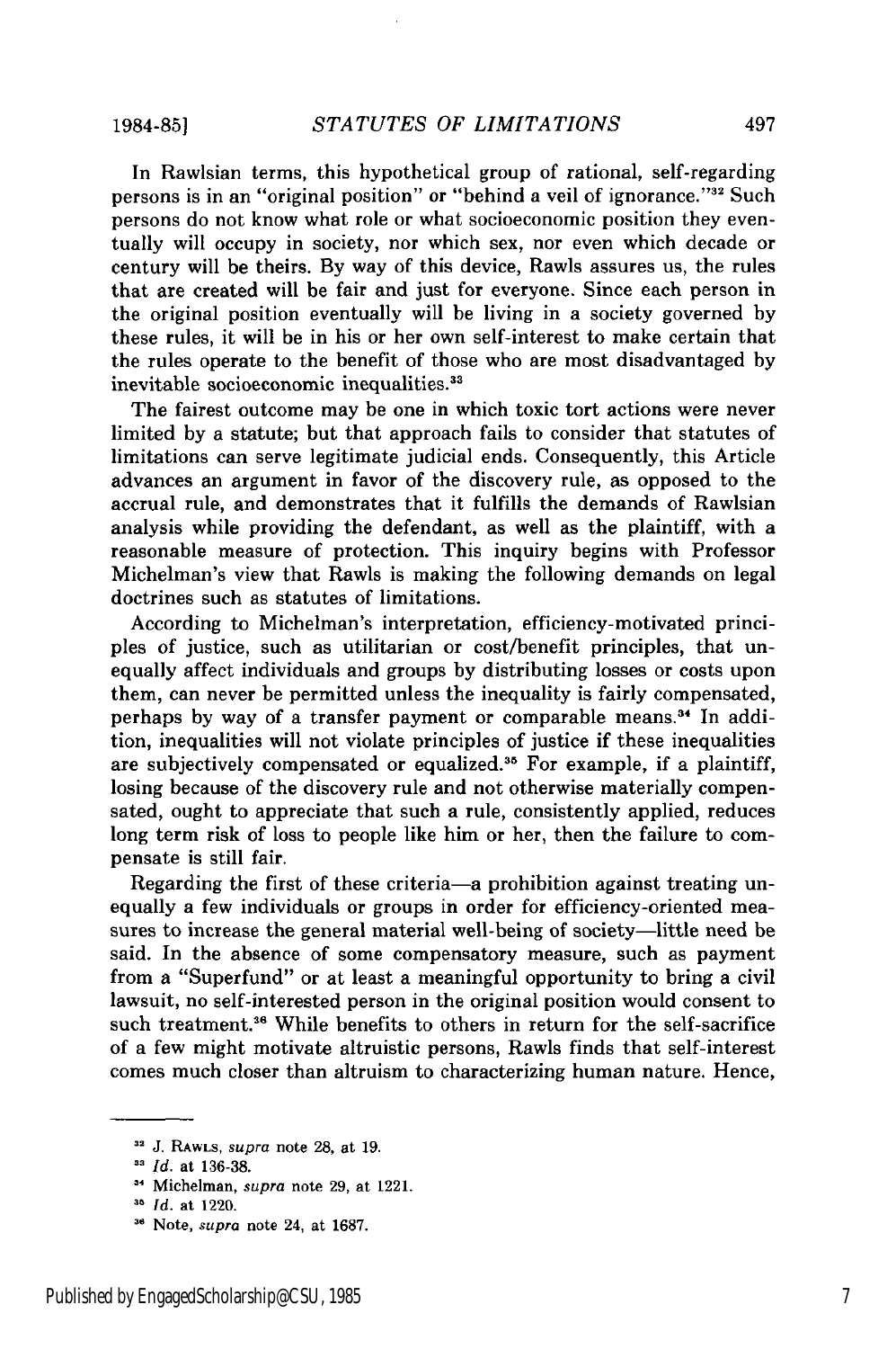In Rawlsian terms, this hypothetical group of rational, self-regarding persons is in an "original position" or "behind a veil of ignorance."[32] Such persons do not know what role or what socioeconomic position they eventually will occupy in society, nor which sex, nor even which decade or century will be theirs. By way of this device, Rawls assures us, the rules that are created will be fair and just for everyone. Since each person in the original position eventually will be living in a society governed by these rules, it will be in his or her own self-interest to make certain that the rules operate to the benefit of those who are most disadvantaged by inevitable socioeconomic inequalities.[33]

The fairest outcome may be one in which toxic tort actions were never limited by a statute; but that approach fails to consider that statutes of limitations can serve legitimate judicial ends. Consequently, this Article advances an argument in favor of the discovery rule, as opposed to the accrual rule, and demonstrates that it fulfills the demands of Rawlsian analysis while providing the defendant, as well as the plaintiff, with a reasonable measure of protection. This inquiry begins with Professor Michelman's view that Rawls is making the following demands on legal doctrines such as statutes of limitations.

According to Michelman's interpretation, efficiency-motivated principles of justice, such as utilitarian or cost/benefit principles, that unequally affect individuals and groups by distributing losses or costs upon them, can never be permitted unless the inequality is fairly compensated, perhaps by way of a transfer payment or comparable means.[34] In addition, inequalities will not violate principles of justice if these inequalities are subjectively compensated or equalized.[35] For example, if a plaintiff, losing because of the discovery rule and not otherwise materially compensated, ought to appreciate that such a rule, consistently applied, reduces long term risk of loss to people like him or her, then the failure to compensate is still fair.

Regarding the first of these criteria—a prohibition against treating unequally a few individuals or groups in order for efficiency-oriented measures to increase the general material well-being of society—little need be said. In the absence of some compensatory measure, such as payment from a "Superfund" or at least a meaningful opportunity to bring a civil lawsuit, no self-interested person in the original position would consent to such treatment.[36] While benefits to others in return for the self-sacrifice of a few might motivate altruistic persons, Rawls finds that self-interest comes much closer than altruism to characterizing human nature. Hence,

---

[32] J. Rawls, *supra* note 28, at 19.

[33] *Id.* at 136-38.

[34] Michelman, *supra* note 29, at 1221.

[35] *Id.* at 1220.

[36] Note, *supra* note 24, at 1687.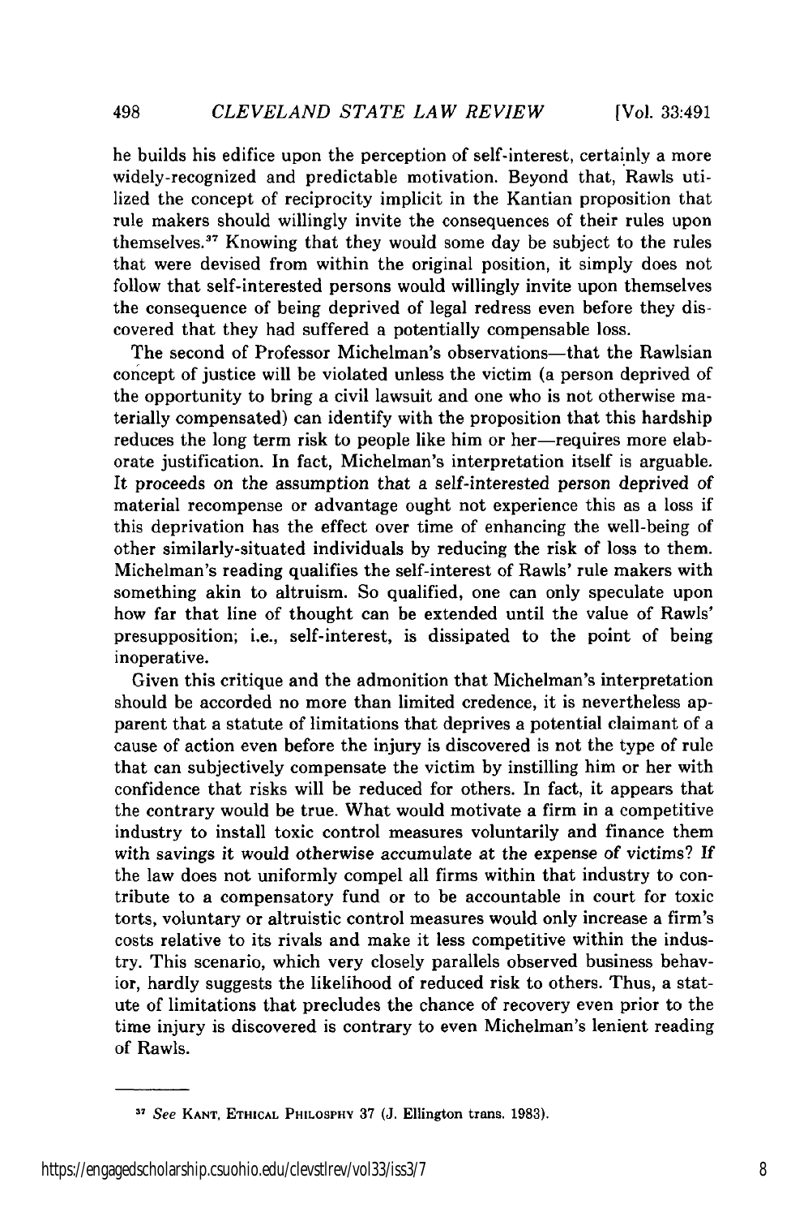he builds his edifice upon the perception of self-interest, certainly a more widely-recognized and predictable motivation. Beyond that, Rawls utilized the concept of reciprocity implicit in the Kantian proposition that rule makers should willingly invite the consequences of their rules upon themselves.[37] Knowing that they would some day be subject to the rules that were devised from within the original position, it simply does not follow that self-interested persons would willingly invite upon themselves the consequence of being deprived of legal redress even before they discovered that they had suffered a potentially compensable loss.

The second of Professor Michelman's observations—that the Rawlsian concept of justice will be violated unless the victim (a person deprived of the opportunity to bring a civil lawsuit and one who is not otherwise materially compensated) can identify with the proposition that this hardship reduces the long term risk to people like him or her—requires more elaborate justification. In fact, Michelman's interpretation itself is arguable. It proceeds on the assumption that a self-interested person deprived of material recompense or advantage ought not experience this as a loss if this deprivation has the effect over time of enhancing the well-being of other similarly-situated individuals by reducing the risk of loss to them. Michelman's reading qualifies the self-interest of Rawls' rule makers with something akin to altruism. So qualified, one can only speculate upon how far that line of thought can be extended until the value of Rawls' presupposition; i.e., self-interest, is dissipated to the point of being inoperative.

Given this critique and the admonition that Michelman's interpretation should be accorded no more than limited credence, it is nevertheless apparent that a statute of limitations that deprives a potential claimant of a cause of action even before the injury is discovered is not the type of rule that can subjectively compensate the victim by instilling him or her with confidence that risks will be reduced for others. In fact, it appears that the contrary would be true. What would motivate a firm in a competitive industry to install toxic control measures voluntarily and finance them with savings it would otherwise accumulate at the expense of victims? If the law does not uniformly compel all firms within that industry to contribute to a compensatory fund or to be accountable in court for toxic torts, voluntary or altruistic control measures would only increase a firm's costs relative to its rivals and make it less competitive within the industry. This scenario, which very closely parallels observed business behavior, hardly suggests the likelihood of reduced risk to others. Thus, a statute of limitations that precludes the chance of recovery even prior to the time injury is discovered is contrary to even Michelman's lenient reading of Rawls.

---

[37] *See* KANT, ETHICAL PHILOSPHY 37 (J. Ellington trans. 1983).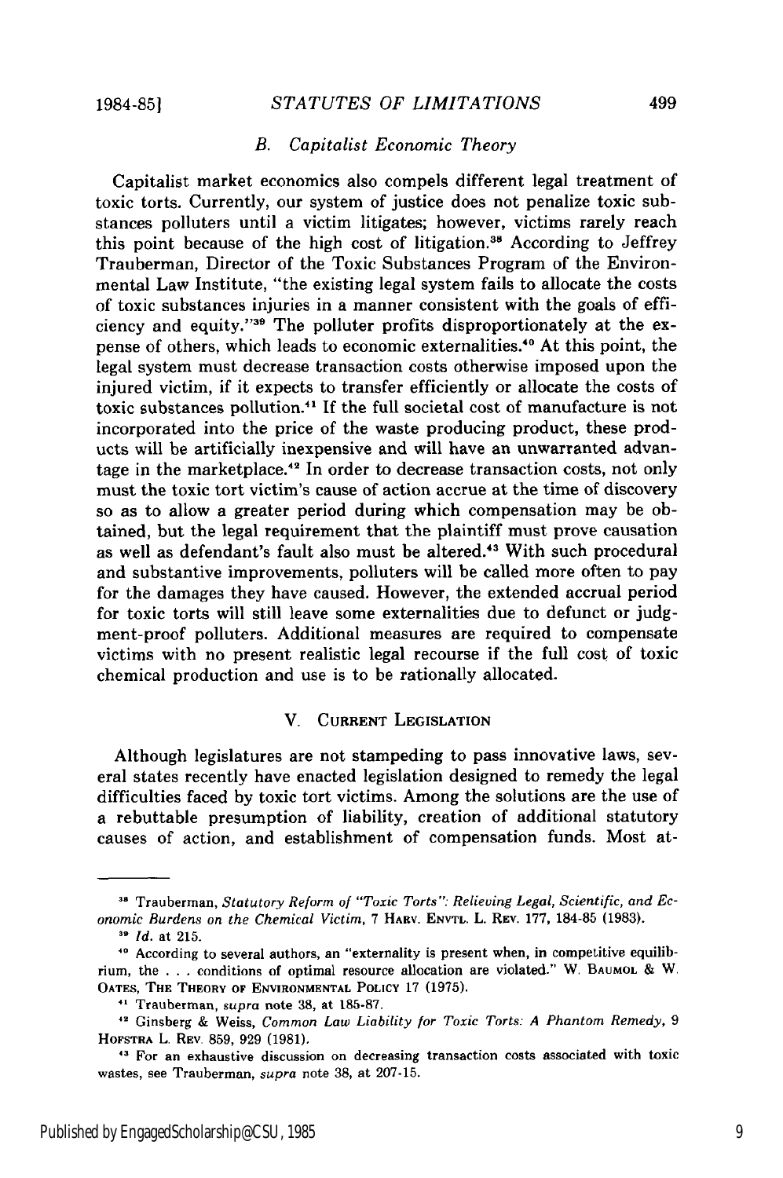### B. Capitalist Economic Theory

Capitalist market economics also compels different legal treatment of toxic torts. Currently, our system of justice does not penalize toxic substances polluters until a victim litigates; however, victims rarely reach this point because of the high cost of litigation.[38] According to Jeffrey Trauberman, Director of the Toxic Substances Program of the Environmental Law Institute, "the existing legal system fails to allocate the costs of toxic substances injuries in a manner consistent with the goals of efficiency and equity."[39] The polluter profits disproportionately at the expense of others, which leads to economic externalities.[40] At this point, the legal system must decrease transaction costs otherwise imposed upon the injured victim, if it expects to transfer efficiently or allocate the costs of toxic substances pollution.[41] If the full societal cost of manufacture is not incorporated into the price of the waste producing product, these products will be artificially inexpensive and will have an unwarranted advantage in the marketplace.[42] In order to decrease transaction costs, not only must the toxic tort victim's cause of action accrue at the time of discovery so as to allow a greater period during which compensation may be obtained, but the legal requirement that the plaintiff must prove causation as well as defendant's fault also must be altered.[43] With such procedural and substantive improvements, polluters will be called more often to pay for the damages they have caused. However, the extended accrual period for toxic torts will still leave some externalities due to defunct or judgment-proof polluters. Additional measures are required to compensate victims with no present realistic legal recourse if the full cost of toxic chemical production and use is to be rationally allocated.

## V. Current Legislation

Although legislatures are not stampeding to pass innovative laws, several states recently have enacted legislation designed to remedy the legal difficulties faced by toxic tort victims. Among the solutions are the use of a rebuttable presumption of liability, creation of additional statutory causes of action, and establishment of compensation funds. Most at-

---

[38] Trauberman, *Statutory Reform of "Toxic Torts": Relieving Legal, Scientific, and Economic Burdens on the Chemical Victim*, 7 Harv. Envtl. L. Rev. 177, 184-85 (1983).

[39] *Id.* at 215.

[40] According to several authors, an "externality is present when, in competitive equilibrium, the . . . conditions of optimal resource allocation are violated." W. Baumol & W. Oates, The Theory of Environmental Policy 17 (1975).

[41] Trauberman, *supra* note 38, at 185-87.

[42] Ginsberg & Weiss, *Common Law Liability for Toxic Torts: A Phantom Remedy*, 9 Hofstra L. Rev. 859, 929 (1981).

[43] For an exhaustive discussion on decreasing transaction costs associated with toxic wastes, see Trauberman, *supra* note 38, at 207-15.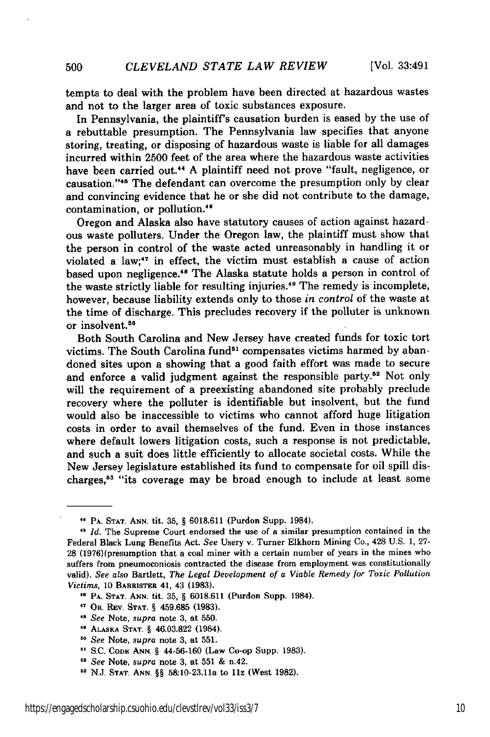tempts to deal with the problem have been directed at hazardous wastes and not to the larger area of toxic substances exposure.

In Pennsylvania, the plaintiff's causation burden is eased by the use of a rebuttable presumption. The Pennsylvania law specifies that anyone storing, treating, or disposing of hazardous waste is liable for all damages incurred within 2500 feet of the area where the hazardous waste activities have been carried out.[44] A plaintiff need not prove "fault, negligence, or causation."[45] The defendant can overcome the presumption only by clear and convincing evidence that he or she did not contribute to the damage, contamination, or pollution.[46]

Oregon and Alaska also have statutory causes of action against hazardous waste polluters. Under the Oregon law, the plaintiff must show that the person in control of the waste acted unreasonably in handling it or violated a law;[47] in effect, the victim must establish a cause of action based upon negligence.[48] The Alaska statute holds a person in control of the waste strictly liable for resulting injuries.[49] The remedy is incomplete, however, because liability extends only to those *in control* of the waste at the time of discharge. This precludes recovery if the polluter is unknown or insolvent.[50]

Both South Carolina and New Jersey have created funds for toxic tort victims. The South Carolina fund[51] compensates victims harmed by abandoned sites upon a showing that a good faith effort was made to secure and enforce a valid judgment against the responsible party.[52] Not only will the requirement of a preexisting abandoned site probably preclude recovery where the polluter is identifiable but insolvent, but the fund would also be inaccessible to victims who cannot afford huge litigation costs in order to avail themselves of the fund. Even in those instances where default lowers litigation costs, such a response is not predictable, and such a suit does little efficiently to allocate societal costs. While the New Jersey legislature established its fund to compensate for oil spill discharges,[53] "its coverage may be broad enough to include at least some

---

[44] PA. STAT. ANN. tit. 35, § 6018.611 (Purdon Supp. 1984).

[45] *Id.* The Supreme Court endorsed the use of a similar presumption contained in the Federal Black Lung Benefits Act. *See* Usery v. Turner Elkhorn Mining Co., 428 U.S. 1, 27-28 (1976)(presumption that a coal miner with a certain number of years in the mines who suffers from pneumoconiosis contracted the disease from employment was constitutionally valid). *See also* Bartlett, *The Legal Development of a Viable Remedy for Toxic Pollution Victims*, 10 BARRISTER 41, 43 (1983).

[46] PA. STAT. ANN. tit. 35, § 6018.611 (Purdon Supp. 1984).

[47] OR. REV. STAT. § 459.685 (1983).

[48] *See* Note, *supra* note 3, at 550.

[49] ALASKA STAT. § 46.03.822 (1984).

[50] *See* Note, *supra* note 3, at 551.

[51] S.C. CODE ANN. § 44-56-160 (Law Co-op Supp. 1983).

[52] *See* Note, *supra* note 3, at 551 & n.42.

[53] N.J. STAT. ANN. §§ 58:10-23.11a to 11z (West 1982).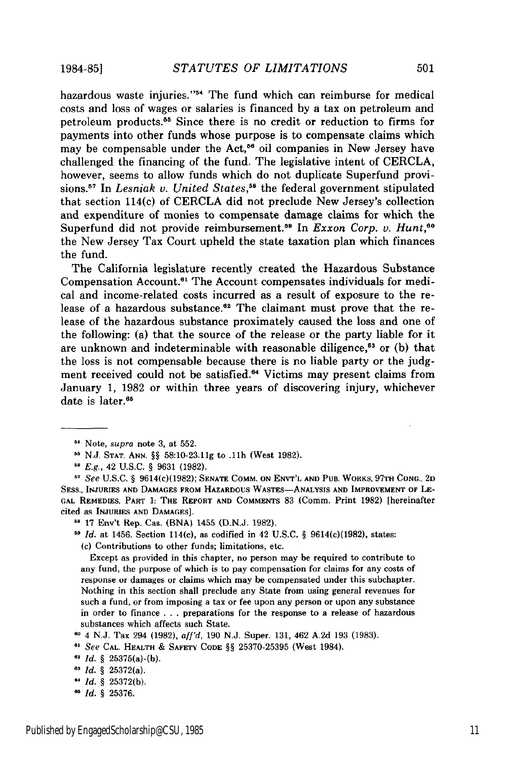hazardous waste injuries."[54] The fund which can reimburse for medical costs and loss of wages or salaries is financed by a tax on petroleum and petroleum products.[55] Since there is no credit or reduction to firms for payments into other funds whose purpose is to compensate claims which may be compensable under the Act,[56] oil companies in New Jersey have challenged the financing of the fund. The legislative intent of CERCLA, however, seems to allow funds which do not duplicate Superfund provisions.[57] In *Lesniak v. United States*,[58] the federal government stipulated that section 114(c) of CERCLA did not preclude New Jersey's collection and expenditure of monies to compensate damage claims for which the Superfund did not provide reimbursement.[59] In *Exxon Corp. v. Hunt*,[60] the New Jersey Tax Court upheld the state taxation plan which finances the fund.

The California legislature recently created the Hazardous Substance Compensation Account.[61] The Account compensates individuals for medical and income-related costs incurred as a result of exposure to the release of a hazardous substance.[62] The claimant must prove that the release of the hazardous substance proximately caused the loss and one of the following: (a) that the source of the release or the party liable for it are unknown and indeterminable with reasonable diligence,[63] or (b) that the loss is not compensable because there is no liable party or the judgment received could not be satisfied.[64] Victims may present claims from January 1, 1982 or within three years of discovering injury, whichever date is later.[65]

---

[54] Note, *supra* note 3, at 552.

[55] N.J. STAT. ANN. §§ 58:10-23.11g to .11h (West 1982).

[56] *E.g.*, 42 U.S.C. § 9631 (1982).

[57] *See* U.S.C. § 9614(c)(1982); SENATE COMM. ON ENVT'L AND PUB. WORKS, 97TH CONG., 2D SESS., INJURIES AND DAMAGES FROM HAZARDOUS WASTES—ANALYSIS AND IMPROVEMENT OF LEGAL REMEDIES, PART 1: THE REPORT AND COMMENTS 83 (Comm. Print 1982) [hereinafter cited as INJURIES AND DAMAGES].

[58] 17 Env't Rep. Cas. (BNA) 1455 (D.N.J. 1982).

[59] *Id.* at 1456. Section 114(c), as codified in 42 U.S.C. § 9614(c)(1982), states:

(c) Contributions to other funds; limitations, etc.

Except as provided in this chapter, no person may be required to contribute to any fund, the purpose of which is to pay compensation for claims for any costs of response or damages or claims which may be compensated under this subchapter. Nothing in this section shall preclude any State from using general revenues for such a fund, or from imposing a tax or fee upon any person or upon any substance in order to finance . . . preparations for the response to a release of hazardous substances which affects such State.

[60] 4 N.J. Tax 294 (1982), *aff'd*, 190 N.J. Super. 131, 462 A.2d 193 (1983).

[61] *See* CAL. HEALTH & SAFETY CODE §§ 25370-25395 (West 1984).

[62] *Id.* § 25375(a)-(b).

[63] *Id.* § 25372(a).

[64] *Id.* § 25372(b).

[65] *Id.* § 25376.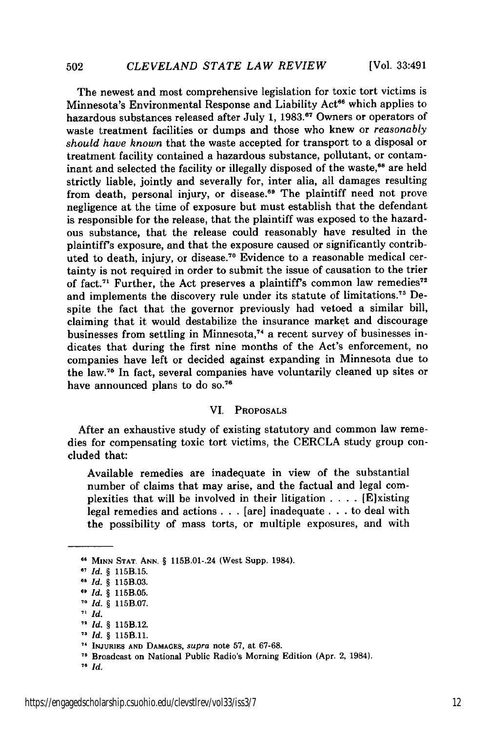The newest and most comprehensive legislation for toxic tort victims is Minnesota's Environmental Response and Liability Act[66] which applies to hazardous substances released after July 1, 1983.[67] Owners or operators of waste treatment facilities or dumps and those who knew or *reasonably should have known* that the waste accepted for transport to a disposal or treatment facility contained a hazardous substance, pollutant, or contaminant and selected the facility or illegally disposed of the waste,[68] are held strictly liable, jointly and severally for, inter alia, all damages resulting from death, personal injury, or disease.[69] The plaintiff need not prove negligence at the time of exposure but must establish that the defendant is responsible for the release, that the plaintiff was exposed to the hazardous substance, that the release could reasonably have resulted in the plaintiff's exposure, and that the exposure caused or significantly contributed to death, injury, or disease.[70] Evidence to a reasonable medical certainty is not required in order to submit the issue of causation to the trier of fact.[71] Further, the Act preserves a plaintiff's common law remedies[72] and implements the discovery rule under its statute of limitations.[73] Despite the fact that the governor previously had vetoed a similar bill, claiming that it would destabilize the insurance market and discourage businesses from settling in Minnesota,[74] a recent survey of businesses indicates that during the first nine months of the Act's enforcement, no companies have left or decided against expanding in Minnesota due to the law.[75] In fact, several companies have voluntarily cleaned up sites or have announced plans to do so.[76]

## VI. PROPOSALS

After an exhaustive study of existing statutory and common law remedies for compensating toxic tort victims, the CERCLA study group concluded that:

> Available remedies are inadequate in view of the substantial number of claims that may arise, and the factual and legal complexities that will be involved in their litigation . . . . [E]xisting legal remedies and actions . . . [are] inadequate . . . to deal with the possibility of mass torts, or multiple exposures, and with

---

[66] MINN STAT. ANN. § 115B.01-.24 (West Supp. 1984).

[67] *Id.* § 115B.15.

[68] *Id.* § 115B.03.

[69] *Id.* § 115B.05.

[70] *Id.* § 115B.07.

[71] *Id.*

[72] *Id.* § 115B.12.

[73] *Id.* § 115B.11.

[74] INJURIES AND DAMAGES, *supra* note 57, at 67-68.

[75] Broadcast on National Public Radio's Morning Edition (Apr. 2, 1984).

[76] *Id.*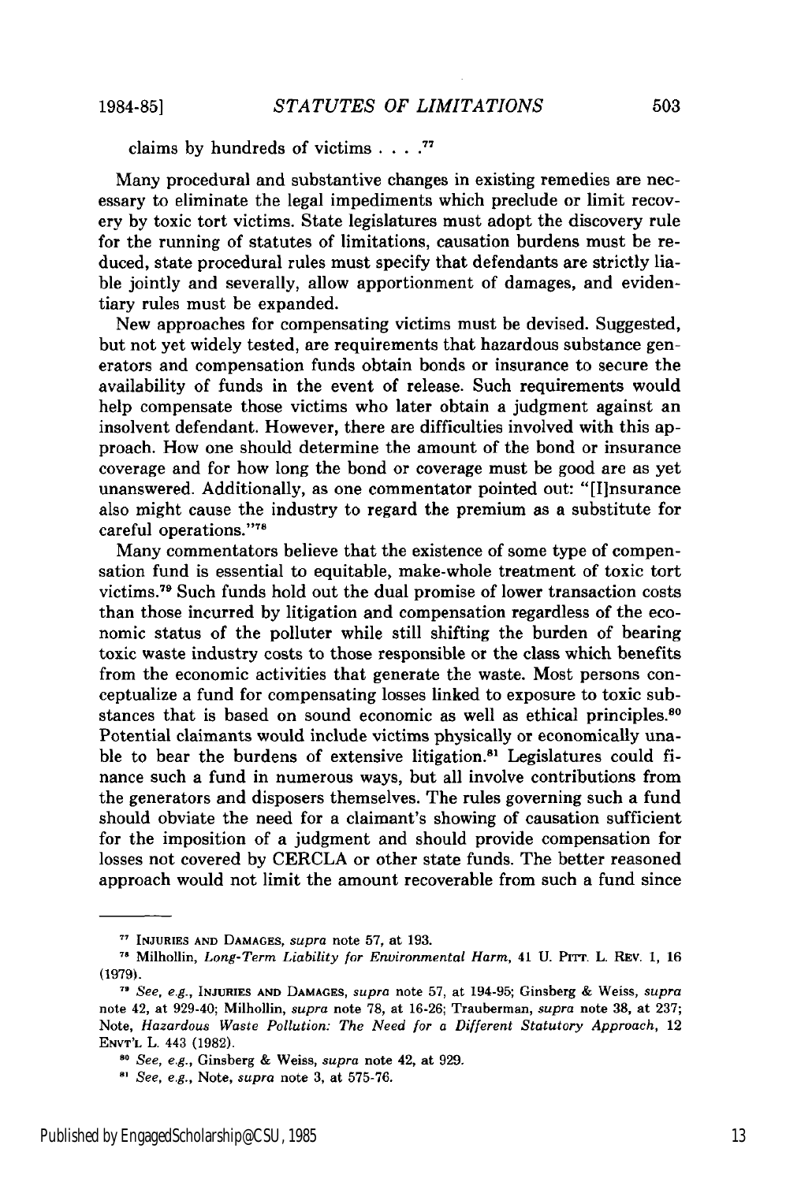claims by hundreds of victims . . . .[77]

Many procedural and substantive changes in existing remedies are necessary to eliminate the legal impediments which preclude or limit recovery by toxic tort victims. State legislatures must adopt the discovery rule for the running of statutes of limitations, causation burdens must be reduced, state procedural rules must specify that defendants are strictly liable jointly and severally, allow apportionment of damages, and evidentiary rules must be expanded.

New approaches for compensating victims must be devised. Suggested, but not yet widely tested, are requirements that hazardous substance generators and compensation funds obtain bonds or insurance to secure the availability of funds in the event of release. Such requirements would help compensate those victims who later obtain a judgment against an insolvent defendant. However, there are difficulties involved with this approach. How one should determine the amount of the bond or insurance coverage and for how long the bond or coverage must be good are as yet unanswered. Additionally, as one commentator pointed out: "[I]nsurance also might cause the industry to regard the premium as a substitute for careful operations."[78]

Many commentators believe that the existence of some type of compensation fund is essential to equitable, make-whole treatment of toxic tort victims.[79] Such funds hold out the dual promise of lower transaction costs than those incurred by litigation and compensation regardless of the economic status of the polluter while still shifting the burden of bearing toxic waste industry costs to those responsible or the class which benefits from the economic activities that generate the waste. Most persons conceptualize a fund for compensating losses linked to exposure to toxic substances that is based on sound economic as well as ethical principles.[80] Potential claimants would include victims physically or economically unable to bear the burdens of extensive litigation.[81] Legislatures could finance such a fund in numerous ways, but all involve contributions from the generators and disposers themselves. The rules governing such a fund should obviate the need for a claimant's showing of causation sufficient for the imposition of a judgment and should provide compensation for losses not covered by CERCLA or other state funds. The better reasoned approach would not limit the amount recoverable from such a fund since

---

[77] INJURIES AND DAMAGES, *supra* note 57, at 193.

[78] Milhollin, *Long-Term Liability for Environmental Harm*, 41 U. PITT. L. REV. 1, 16 (1979).

[79] *See, e.g.*, INJURIES AND DAMAGES, *supra* note 57, at 194-95; Ginsberg & Weiss, *supra* note 42, at 929-40; Milhollin, *supra* note 78, at 16-26; Trauberman, *supra* note 38, at 237; Note, *Hazardous Waste Pollution: The Need for a Different Statutory Approach*, 12 ENVT'L L. 443 (1982).

[80] *See, e.g.*, Ginsberg & Weiss, *supra* note 42, at 929.

[81] *See, e.g.*, Note, *supra* note 3, at 575-76.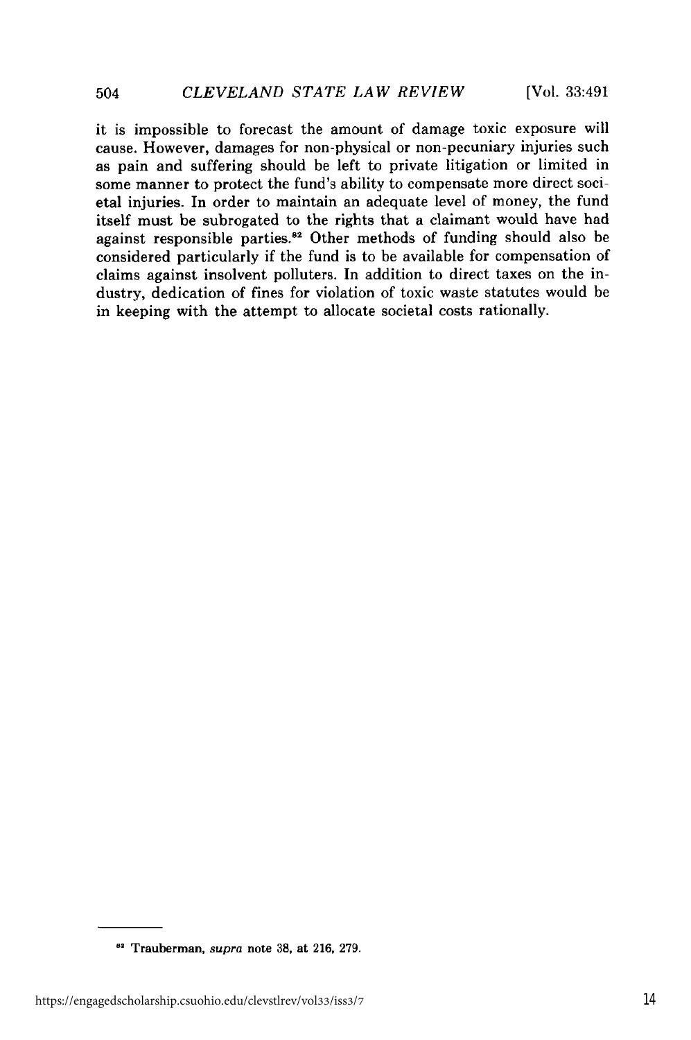it is impossible to forecast the amount of damage toxic exposure will cause. However, damages for non-physical or non-pecuniary injuries such as pain and suffering should be left to private litigation or limited in some manner to protect the fund's ability to compensate more direct societal injuries. In order to maintain an adequate level of money, the fund itself must be subrogated to the rights that a claimant would have had against responsible parties.[82] Other methods of funding should also be considered particularly if the fund is to be available for compensation of claims against insolvent polluters. In addition to direct taxes on the industry, dedication of fines for violation of toxic waste statutes would be in keeping with the attempt to allocate societal costs rationally.

---

[82] Trauberman, *supra* note 38, at 216, 279.